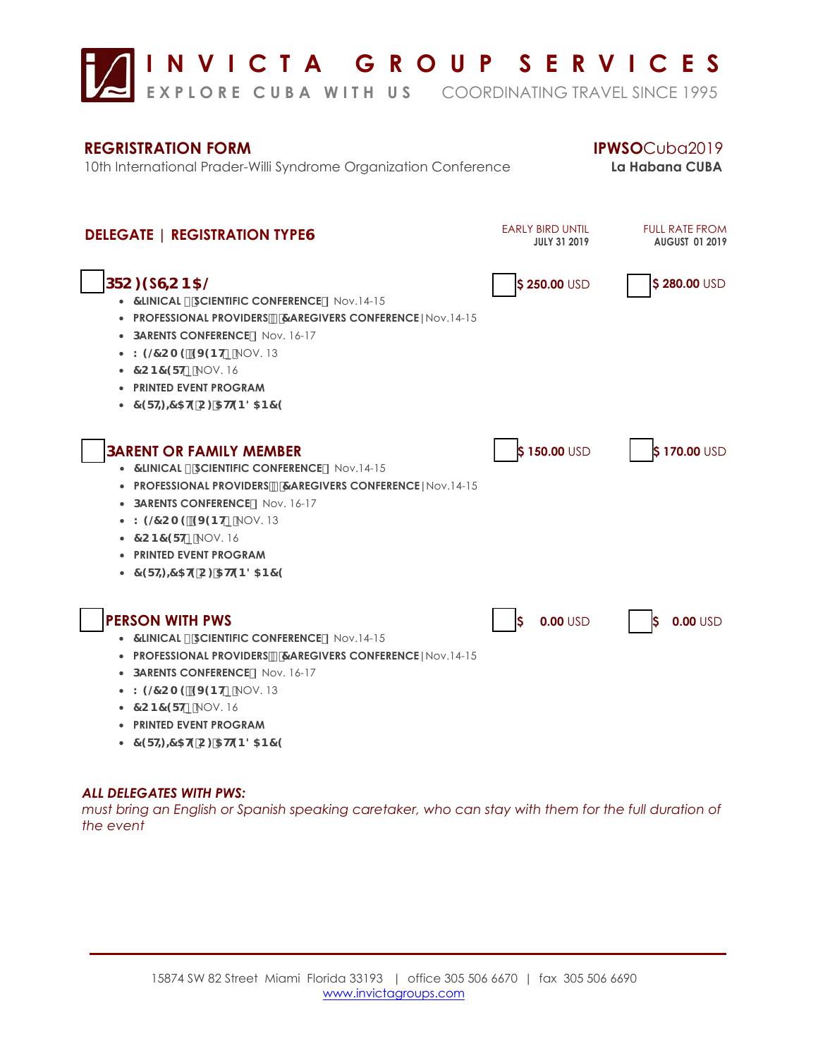# INVICTA GROUP SERVICES

EXPLORE CUBA WITH US    COORDINATING TRAVEL SINCE 1995

## REGRISTRATION FORM

10th International Prader-Willi Syndrome Organization Conference

**IPWSO**Cuba2019
**La Habana CUBA**

## DELEGATE | REGISTRATION TYPES

| Registration type | EARLY BIRD UNTIL **JULY 31 2019** | FULL RATE FROM **AUGUST 01 2019** |
|---|---|---|
| ☐ **PROFESSIONAL** | ☐ **$ 250.00** USD | ☐ **$ 280.00** USD |
| ☐ **PARENT OR FAMILY MEMBER** | ☐ **$ 150.00** USD | ☐ **$ 170.00** USD |
| ☐ **PERSON WITH PWS** | ☐ **$ 0.00** USD | ☐ **$ 0.00** USD |

### ☐ PROFESSIONAL

- **CLINICAL & SCIENTIFIC CONFERENCE** | Nov.14-15
- **PROFESSIONAL PROVIDERS & CAREGIVERS CONFERENCE** | Nov.14-15
- **PARENTS CONFERENCE** | Nov. 16-17
- **WELCOME EVENT** | NOV. 13
- **CONCERT** | NOV. 16
- **PRINTED EVENT PROGRAM**
- **CERTIFICATE OF ATTENDANCE**

### ☐ PARENT OR FAMILY MEMBER

- **CLINICAL & SCIENTIFIC CONFERENCE** | Nov.14-15
- **PROFESSIONAL PROVIDERS & CAREGIVERS CONFERENCE** | Nov.14-15
- **PARENTS CONFERENCE** | Nov. 16-17
- **WELCOME EVENT** | NOV. 13
- **CONCERT** | NOV. 16
- **PRINTED EVENT PROGRAM**
- **CERTIFICATE OF ATTENDANCE**

### ☐ PERSON WITH PWS

- **CLINICAL & SCIENTIFIC CONFERENCE** | Nov.14-15
- **PROFESSIONAL PROVIDERS & CAREGIVERS CONFERENCE** | Nov.14-15
- **PARENTS CONFERENCE** | Nov. 16-17
- **WELCOME EVENT** | NOV. 13
- **CONCERT** | NOV. 16
- **PRINTED EVENT PROGRAM**
- **CERTIFICATE OF ATTENDANCE**

***ALL DELEGATES WITH PWS:***
*must bring an English or Spanish speaking caretaker, who can stay with them for the full duration of the event*

15874 SW 82 Street Miami Florida 33193 | office 305 506 6670 | fax 305 506 6690
www.invictagroups.com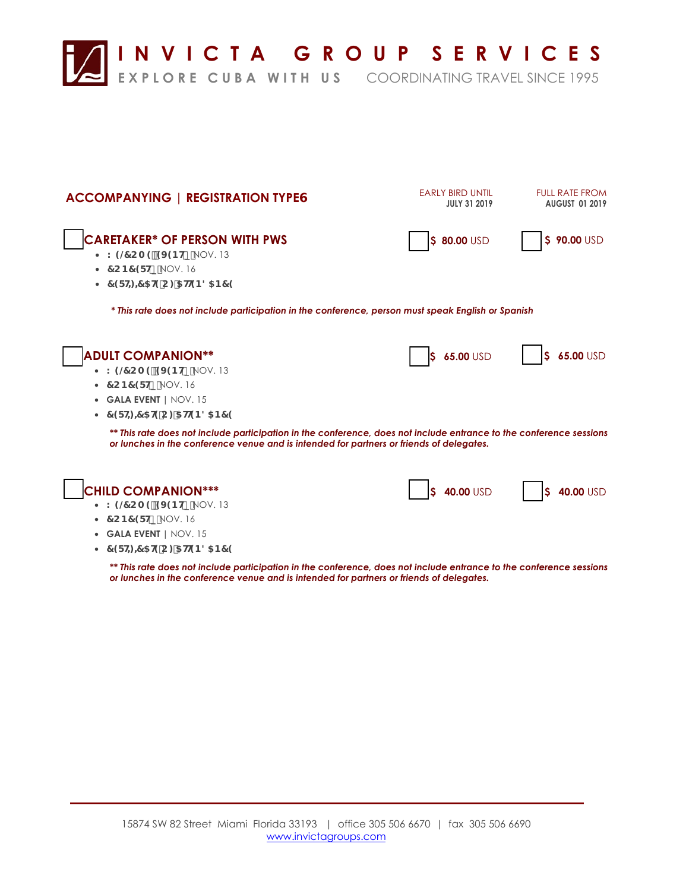## ACCOMPANYING | REGISTRATION TYPE6

| | EARLY BIRD UNTIL JULY 31 2019 | FULL RATE FROM AUGUST 01 2019 |
|---|---|---|
| ☐ **CARETAKER* OF PERSON WITH PWS** | ☐ **$ 80.00** USD | ☐ **$ 90.00** USD |
| ☐ **ADULT COMPANION**** | ☐ **$ 65.00** USD | ☐ **$ 65.00** USD |
| ☐ **CHILD COMPANION***** | ☐ **$ 40.00** USD | ☐ **$ 40.00** USD |

### ☐ CARETAKER* OF PERSON WITH PWS

- **: (/&20( (9(17 _** NOV. 13
- **&21&(57 _** NOV. 16
- **&(57,),&$7( 2) $77(1'$1&(**

***This rate does not include participation in the conference, person must speak English or Spanish***

### ☐ ADULT COMPANION**

- **: (/&20( (9(17 _** NOV. 13
- **&21&(57 _** NOV. 16
- **GALA EVENT** | NOV. 15
- **&(57,),&$7( 2) $77(1'$1&(**

***\*\* This rate does not include participation in the conference, does not include entrance to the conference sessions or lunches in the conference venue and is intended for partners or friends of delegates.***

### ☐ CHILD COMPANION***

- **: (/&20( (9(17 _** NOV. 13
- **&21&(57 _** NOV. 16
- **GALA EVENT** | NOV. 15
- **&(57,),&$7( 2) $77(1'$1&(**

***\*\* This rate does not include participation in the conference, does not include entrance to the conference sessions or lunches in the conference venue and is intended for partners or friends of delegates.***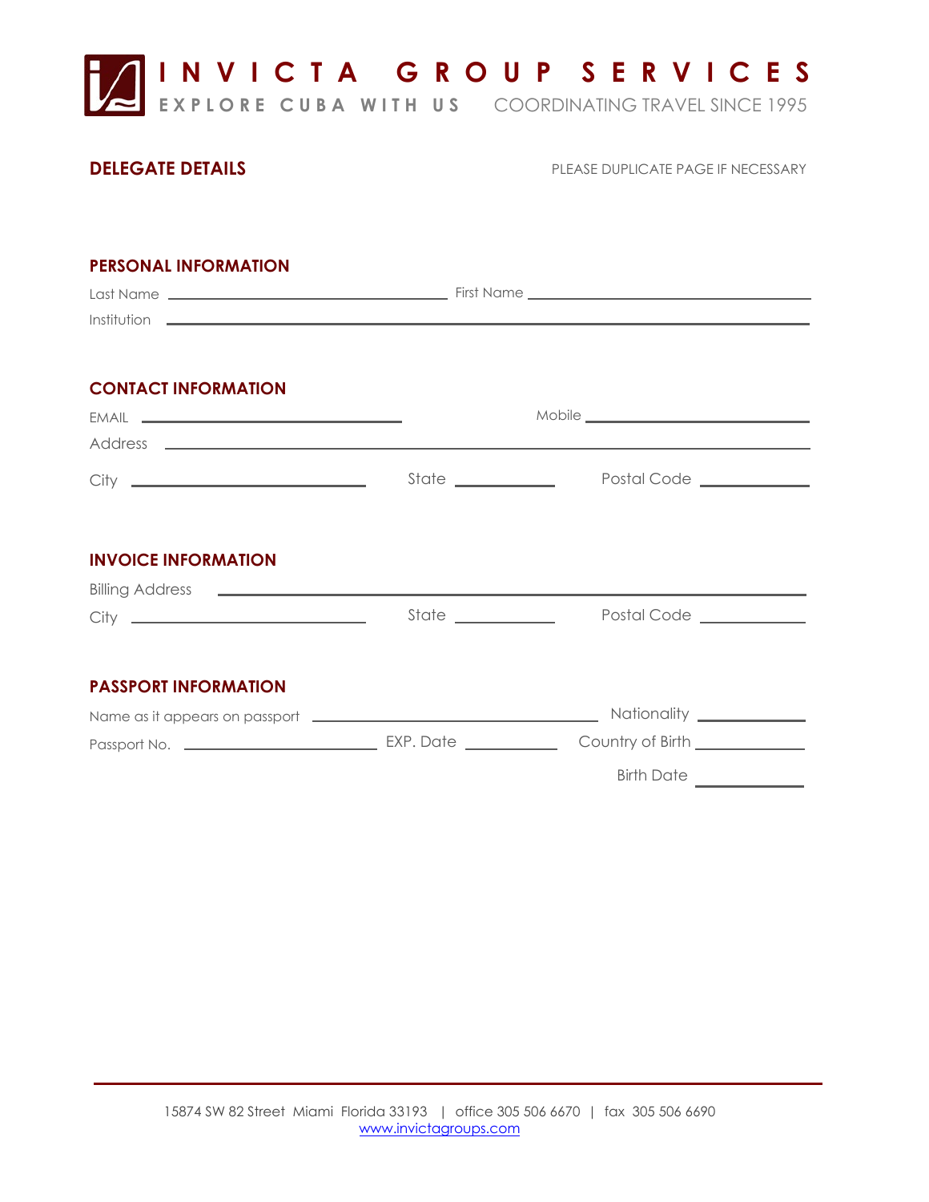# INVICTA GROUP SERVICES

EXPLORE CUBA WITH US    COORDINATING TRAVEL SINCE 1995

## DELEGATE DETAILS

PLEASE DUPLICATE PAGE IF NECESSARY

### PERSONAL INFORMATION

Last Name ______________________ First Name ______________________

Institution ______________________

### CONTACT INFORMATION

EMAIL ______________________ Mobile ______________________

Address ______________________

City ______________________ State ____________ Postal Code ____________

### INVOICE INFORMATION

Billing Address ______________________

City ______________________ State ____________ Postal Code ____________

### PASSPORT INFORMATION

Name as it appears on passport ______________________ Nationality ____________

Passport No. ______________________ EXP. Date ____________ Country of Birth ____________

Birth Date ____________

15874 SW 82 Street Miami Florida 33193 | office 305 506 6670 | fax 305 506 6690
www.invictagroups.com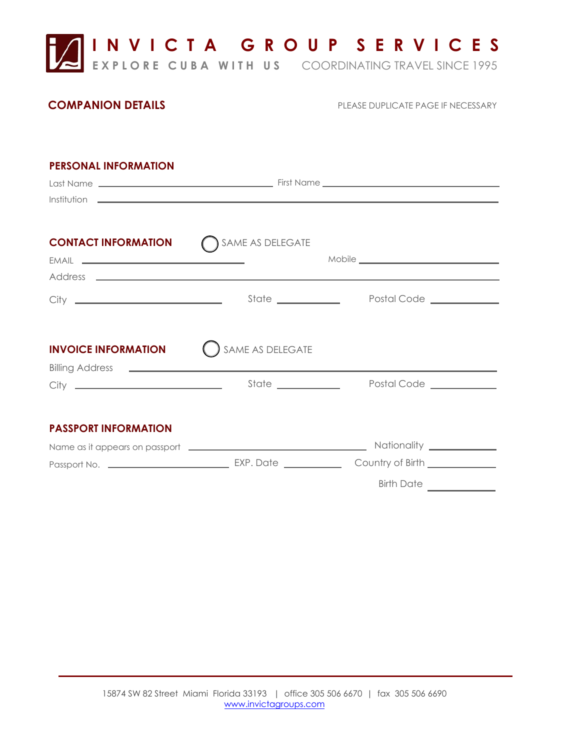# INVICTA GROUP SERVICES

EXPLORE CUBA WITH US COORDINATING TRAVEL SINCE 1995

## COMPANION DETAILS

PLEASE DUPLICATE PAGE IF NECESSARY

### PERSONAL INFORMATION

Last Name ______________________ First Name ______________________

Institution ______________________________________________

### CONTACT INFORMATION

◯ SAME AS DELEGATE

EMAIL ______________________ Mobile ______________________

Address ______________________________________________

City ______________________ State __________ Postal Code __________

### INVOICE INFORMATION

◯ SAME AS DELEGATE

Billing Address ______________________________________________

City ______________________ State __________ Postal Code __________

### PASSPORT INFORMATION

Name as it appears on passport ______________________ Nationality __________

Passport No. ______________________ EXP. Date __________ Country of Birth __________

Birth Date __________

15874 SW 82 Street Miami Florida 33193 | office 305 506 6670 | fax 305 506 6690
www.invictagroups.com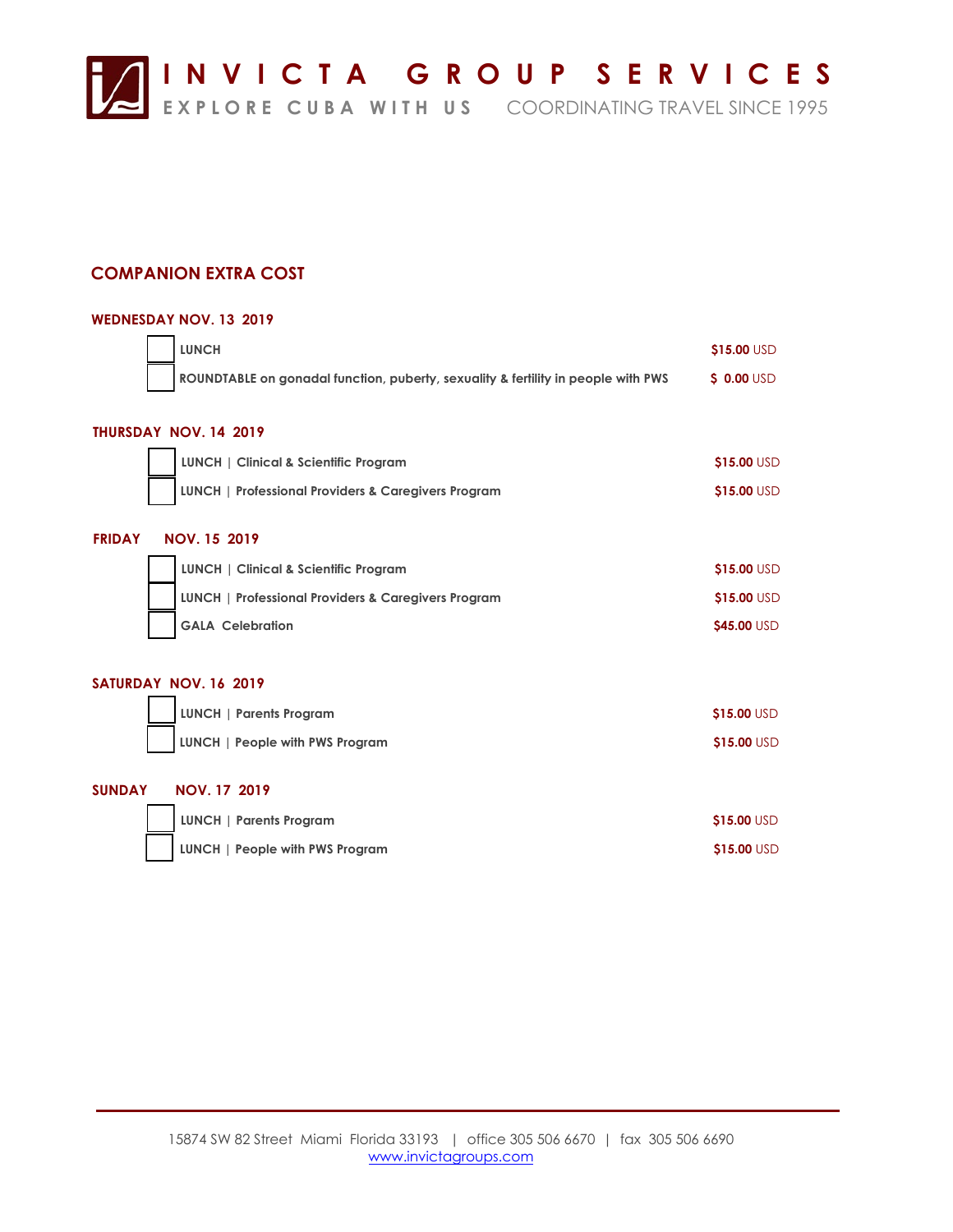# COMPANION EXTRA COST

## WEDNESDAY NOV. 13 2019

- [ ] **LUNCH** — **$15.00** USD
- [ ] **ROUNDTABLE on gonadal function, puberty, sexuality & fertility in people with PWS** — **$ 0.00** USD

## THURSDAY NOV. 14 2019

- [ ] **LUNCH | Clinical & Scientific Program** — **$15.00** USD
- [ ] **LUNCH | Professional Providers & Caregivers Program** — **$15.00** USD

## FRIDAY NOV. 15 2019

- [ ] **LUNCH | Clinical & Scientific Program** — **$15.00** USD
- [ ] **LUNCH | Professional Providers & Caregivers Program** — **$15.00** USD
- [ ] **GALA Celebration** — **$45.00** USD

## SATURDAY NOV. 16 2019

- [ ] **LUNCH | Parents Program** — **$15.00** USD
- [ ] **LUNCH | People with PWS Program** — **$15.00** USD

## SUNDAY NOV. 17 2019

- [ ] **LUNCH | Parents Program** — **$15.00** USD
- [ ] **LUNCH | People with PWS Program** — **$15.00** USD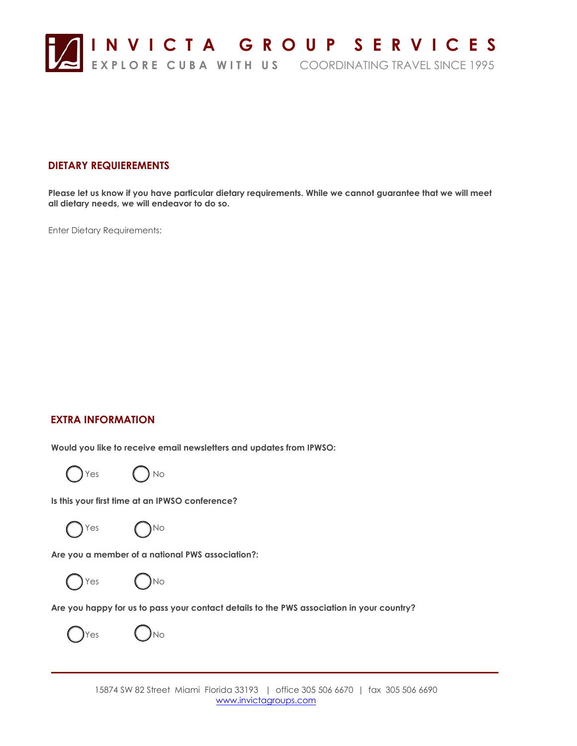## DIETARY REQUIEREMENTS

**Please let us know if you have particular dietary requirements. While we cannot guarantee that we will meet all dietary needs, we will endeavor to do so.**

Enter Dietary Requirements:

## EXTRA INFORMATION

**Would you like to receive email newsletters and updates from IPWSO:**

◯ Yes ◯ No

**Is this your first time at an IPWSO conference?**

◯ Yes ◯ No

**Are you a member of a national PWS association?:**

◯ Yes ◯ No

**Are you happy for us to pass your contact details to the PWS association in your country?**

◯ Yes ◯ No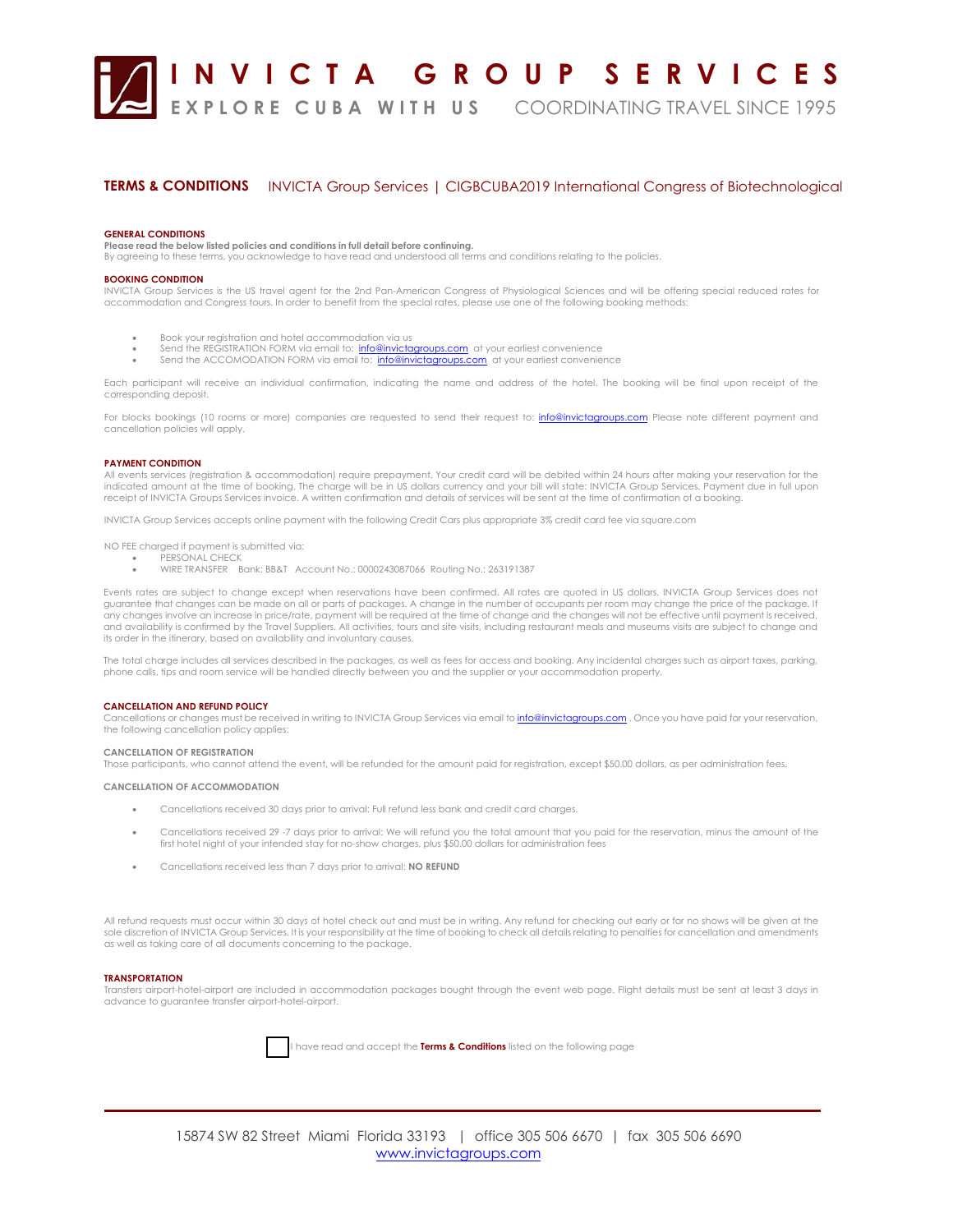# INVICTA GROUP SERVICES

**EXPLORE CUBA WITH US** COORDINATING TRAVEL SINCE 1995

## TERMS & CONDITIONS INVICTA Group Services | CIGBCUBA2019 International Congress of Biotechnological

### GENERAL CONDITIONS

**Please read the below listed policies and conditions in full detail before continuing.**
By agreeing to these terms, you acknowledge to have read and understood all terms and conditions relating to the policies.

### BOOKING CONDITION

INVICTA Group Services is the US travel agent for the 2nd Pan-American Congress of Physiological Sciences and will be offering special reduced rates for accommodation and Congress tours. In order to benefit from the special rates, please use one of the following booking methods:

- Book your registration and hotel accommodation via us
- Send the REGISTRATION FORM via email to: info@invictagroups.com at your earliest convenience
- Send the ACCOMODATION FORM via email to: info@invictagroups.com at your earliest convenience

Each participant will receive an individual confirmation, indicating the name and address of the hotel. The booking will be final upon receipt of the corresponding deposit.

For blocks bookings (10 rooms or more) companies are requested to send their request to: info@invictagroups.com Please note different payment and cancellation policies will apply.

### PAYMENT CONDITION

All events services (registration & accommodation) require prepayment. Your credit card will be debited within 24 hours after making your reservation for the indicated amount at the time of booking. The charge will be in US dollars currency and your bill will state: INVICTA Group Services. Payment due in full upon receipt of INVICTA Groups Services invoice. A written confirmation and details of services will be sent at the time of confirmation of a booking.

INVICTA Group Services accepts online payment with the following Credit Cars plus appropriate 3% credit card fee via square.com

NO FEE charged if payment is submitted via:

- PERSONAL CHECK
- WIRE TRANSFER Bank: BB&T Account No.: 0000243087066 Routing No.: 263191387

Events rates are subject to change except when reservations have been confirmed. All rates are quoted in US dollars. INVICTA Group Services does not guarantee that changes can be made on all or parts of packages. A change in the number of occupants per room may change the price of the package. If any changes involve an increase in price/rate, payment will be required at the time of change and the changes will not be effective until payment is received, and availability is confirmed by the Travel Suppliers. All activities, tours and site visits, including restaurant meals and museums visits are subject to change and its order in the itinerary, based on availability and involuntary causes.

The total charge includes all services described in the packages, as well as fees for access and booking. Any incidental charges such as airport taxes, parking, phone calls, tips and room service will be handled directly between you and the supplier or your accommodation property.

### CANCELLATION AND REFUND POLICY

Cancellations or changes must be received in writing to INVICTA Group Services via email to info@invictagroups.com . Once you have paid for your reservation, the following cancellation policy applies:

#### CANCELLATION OF REGISTRATION

Those participants, who cannot attend the event, will be refunded for the amount paid for registration, except $50.00 dollars, as per administration fees.

#### CANCELLATION OF ACCOMMODATION

- Cancellations received 30 days prior to arrival: Full refund less bank and credit card charges.
- Cancellations received 29 -7 days prior to arrival: We will refund you the total amount that you paid for the reservation, minus the amount of the first hotel night of your intended stay for no-show charges, plus $50.00 dollars for administration fees
- Cancellations received less than 7 days prior to arrival: **NO REFUND**

All refund requests must occur within 30 days of hotel check out and must be in writing. Any refund for checking out early or for no shows will be given at the sole discretion of INVICTA Group Services. It is your responsibility at the time of booking to check all details relating to penalties for cancellation and amendments as well as taking care of all documents concerning to the package.

### TRANSPORTATION

Transfers airport-hotel-airport are included in accommodation packages bought through the event web page. Flight details must be sent at least 3 days in advance to guarantee transfer airport-hotel-airport.

☐ I have read and accept the **Terms & Conditions** listed on the following page

15874 SW 82 Street Miami Florida 33193 | office 305 506 6670 | fax 305 506 6690
www.invictagroups.com